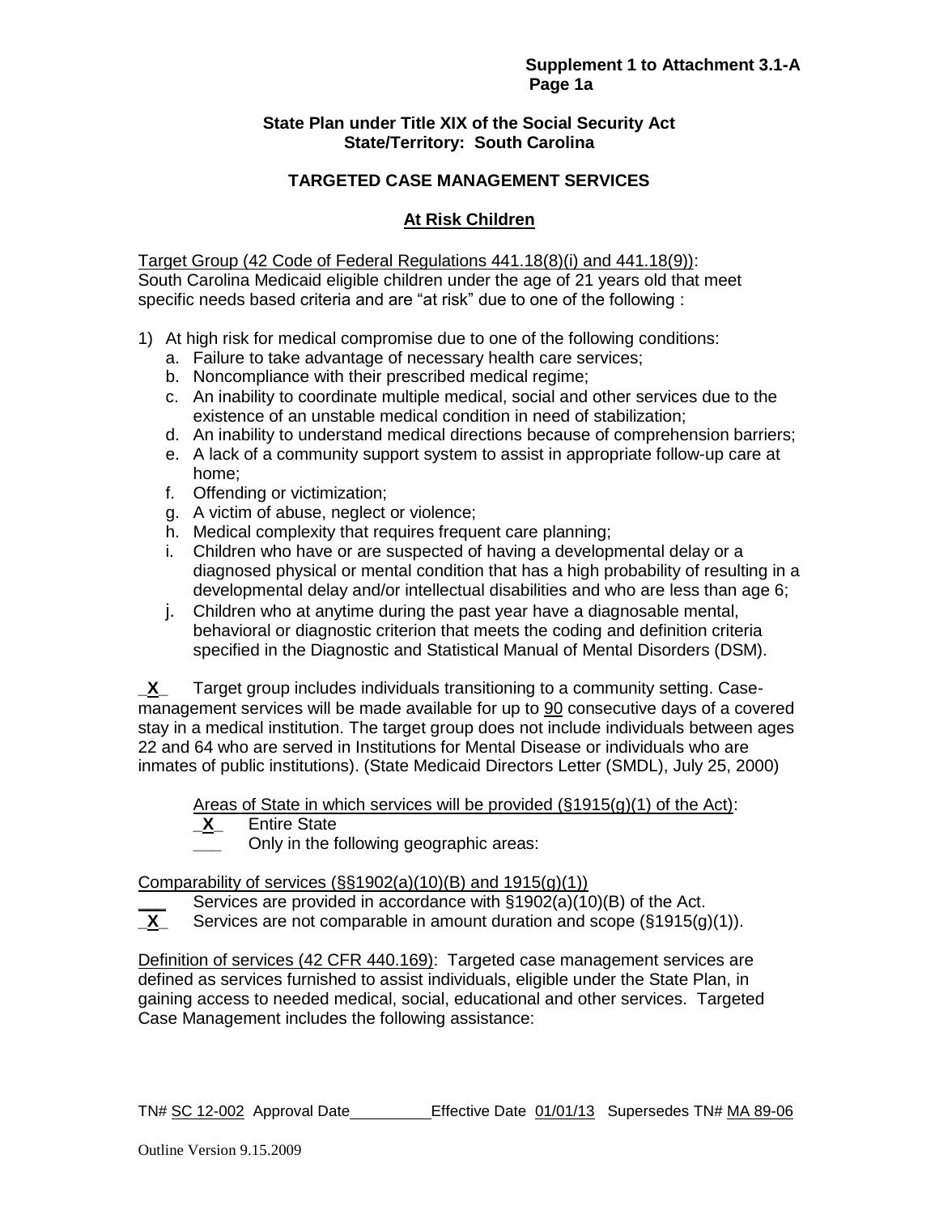**Supplement 1 to Attachment 3.1-A**
**Page 1a**

**State Plan under Title XIX of the Social Security Act**
**State/Territory: South Carolina**

**TARGETED CASE MANAGEMENT SERVICES**

**At Risk Children**

Target Group (42 Code of Federal Regulations 441.18(8)(i) and 441.18(9)):
South Carolina Medicaid eligible children under the age of 21 years old that meet specific needs based criteria and are "at risk" due to one of the following :

1) At high risk for medical compromise due to one of the following conditions:
   a. Failure to take advantage of necessary health care services;
   b. Noncompliance with their prescribed medical regime;
   c. An inability to coordinate multiple medical, social and other services due to the existence of an unstable medical condition in need of stabilization;
   d. An inability to understand medical directions because of comprehension barriers;
   e. A lack of a community support system to assist in appropriate follow-up care at home;
   f. Offending or victimization;
   g. A victim of abuse, neglect or violence;
   h. Medical complexity that requires frequent care planning;
   i. Children who have or are suspected of having a developmental delay or a diagnosed physical or mental condition that has a high probability of resulting in a developmental delay and/or intellectual disabilities and who are less than age 6;
   j. Children who at anytime during the past year have a diagnosable mental, behavioral or diagnostic criterion that meets the coding and definition criteria specified in the Diagnostic and Statistical Manual of Mental Disorders (DSM).

_X_ Target group includes individuals transitioning to a community setting. Case-management services will be made available for up to 90 consecutive days of a covered stay in a medical institution. The target group does not include individuals between ages 22 and 64 who are served in Institutions for Mental Disease or individuals who are inmates of public institutions). (State Medicaid Directors Letter (SMDL), July 25, 2000)

Areas of State in which services will be provided (§1915(g)(1) of the Act):
_X_ Entire State
___ Only in the following geographic areas:

Comparability of services (§§1902(a)(10)(B) and 1915(g)(1))
___ Services are provided in accordance with §1902(a)(10)(B) of the Act.
_X_ Services are not comparable in amount duration and scope (§1915(g)(1)).

Definition of services (42 CFR 440.169): Targeted case management services are defined as services furnished to assist individuals, eligible under the State Plan, in gaining access to needed medical, social, educational and other services. Targeted Case Management includes the following assistance:

TN# SC 12-002 Approval Date__________ Effective Date 01/01/13 Supersedes TN# MA 89-06

Outline Version 9.15.2009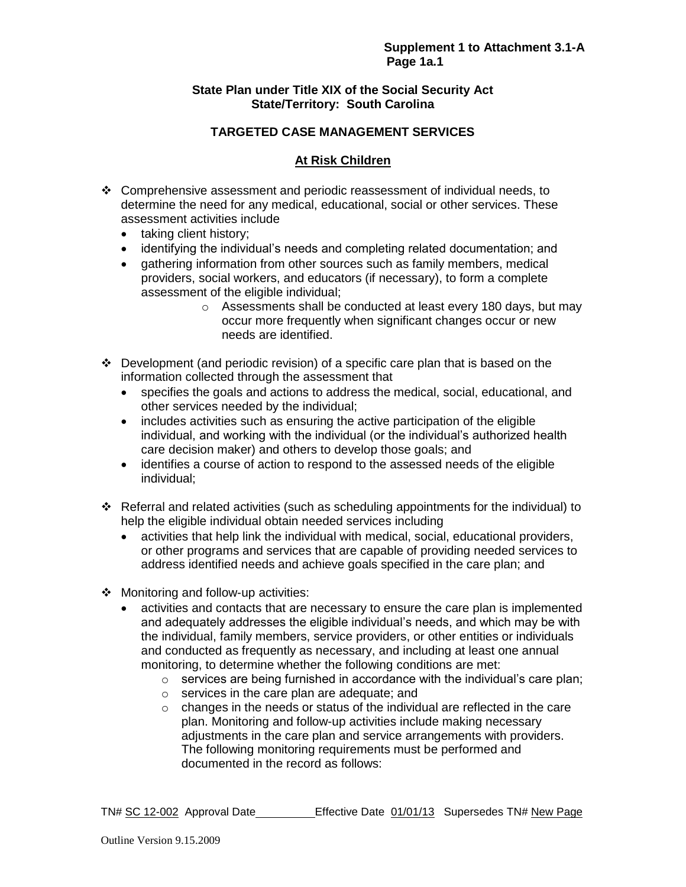**State Plan under Title XIX of the Social Security Act**
**State/Territory: South Carolina**

## TARGETED CASE MANAGEMENT SERVICES

### At Risk Children

- Comprehensive assessment and periodic reassessment of individual needs, to determine the need for any medical, educational, social or other services. These assessment activities include
  - taking client history;
  - identifying the individual's needs and completing related documentation; and
  - gathering information from other sources such as family members, medical providers, social workers, and educators (if necessary), to form a complete assessment of the eligible individual;
    - Assessments shall be conducted at least every 180 days, but may occur more frequently when significant changes occur or new needs are identified.

- Development (and periodic revision) of a specific care plan that is based on the information collected through the assessment that
  - specifies the goals and actions to address the medical, social, educational, and other services needed by the individual;
  - includes activities such as ensuring the active participation of the eligible individual, and working with the individual (or the individual's authorized health care decision maker) and others to develop those goals; and
  - identifies a course of action to respond to the assessed needs of the eligible individual;

- Referral and related activities (such as scheduling appointments for the individual) to help the eligible individual obtain needed services including
  - activities that help link the individual with medical, social, educational providers, or other programs and services that are capable of providing needed services to address identified needs and achieve goals specified in the care plan; and

- Monitoring and follow-up activities:
  - activities and contacts that are necessary to ensure the care plan is implemented and adequately addresses the eligible individual's needs, and which may be with the individual, family members, service providers, or other entities or individuals and conducted as frequently as necessary, and including at least one annual monitoring, to determine whether the following conditions are met:
    - services are being furnished in accordance with the individual's care plan;
    - services in the care plan are adequate; and
    - changes in the needs or status of the individual are reflected in the care plan. Monitoring and follow-up activities include making necessary adjustments in the care plan and service arrangements with providers. The following monitoring requirements must be performed and documented in the record as follows:

TN# SC 12-002 Approval Date\_\_\_\_\_\_\_\_\_ Effective Date 01/01/13 Supersedes TN# New Page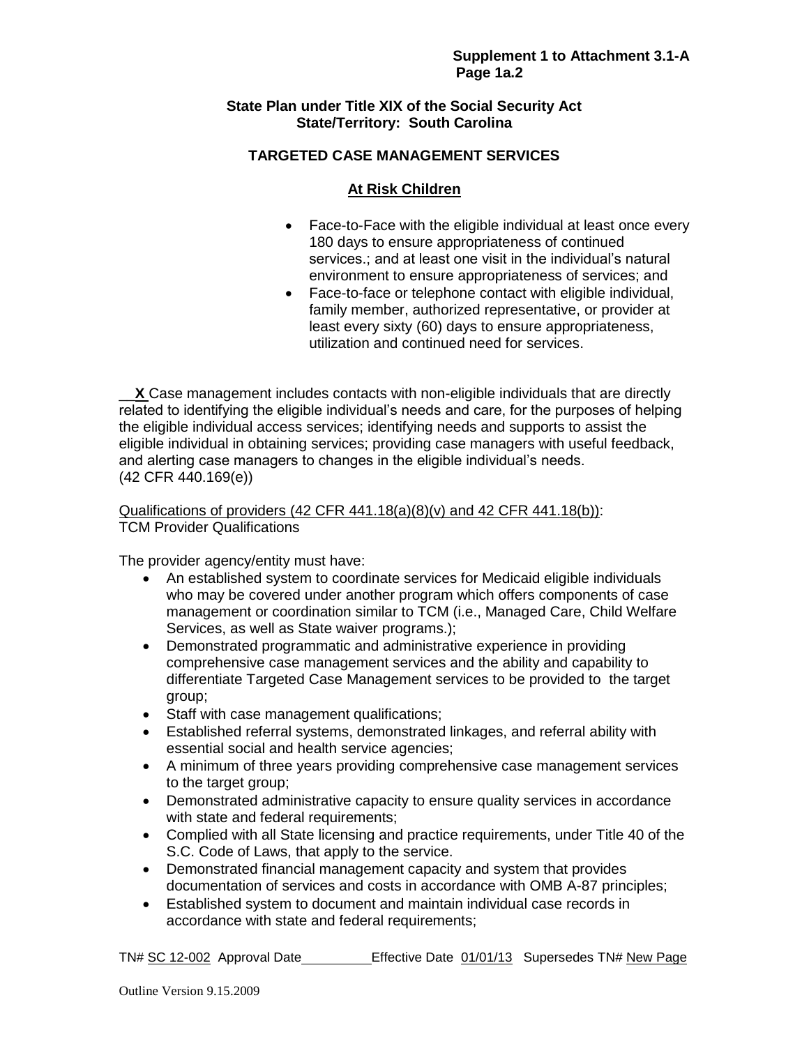**State Plan under Title XIX of the Social Security Act**
**State/Territory: South Carolina**

## TARGETED CASE MANAGEMENT SERVICES

### At Risk Children

- Face-to-Face with the eligible individual at least once every 180 days to ensure appropriateness of continued services.; and at least one visit in the individual's natural environment to ensure appropriateness of services; and
- Face-to-face or telephone contact with eligible individual, family member, authorized representative, or provider at least every sixty (60) days to ensure appropriateness, utilization and continued need for services.

**X** Case management includes contacts with non-eligible individuals that are directly related to identifying the eligible individual's needs and care, for the purposes of helping the eligible individual access services; identifying needs and supports to assist the eligible individual in obtaining services; providing case managers with useful feedback, and alerting case managers to changes in the eligible individual's needs. (42 CFR 440.169(e))

Qualifications of providers (42 CFR 441.18(a)(8)(v) and 42 CFR 441.18(b)):
TCM Provider Qualifications

The provider agency/entity must have:

- An established system to coordinate services for Medicaid eligible individuals who may be covered under another program which offers components of case management or coordination similar to TCM (i.e., Managed Care, Child Welfare Services, as well as State waiver programs.);
- Demonstrated programmatic and administrative experience in providing comprehensive case management services and the ability and capability to differentiate Targeted Case Management services to be provided to the target group;
- Staff with case management qualifications;
- Established referral systems, demonstrated linkages, and referral ability with essential social and health service agencies;
- A minimum of three years providing comprehensive case management services to the target group;
- Demonstrated administrative capacity to ensure quality services in accordance with state and federal requirements;
- Complied with all State licensing and practice requirements, under Title 40 of the S.C. Code of Laws, that apply to the service.
- Demonstrated financial management capacity and system that provides documentation of services and costs in accordance with OMB A-87 principles;
- Established system to document and maintain individual case records in accordance with state and federal requirements;

TN# SC 12-002 Approval Date ________ Effective Date 01/01/13 Supersedes TN# New Page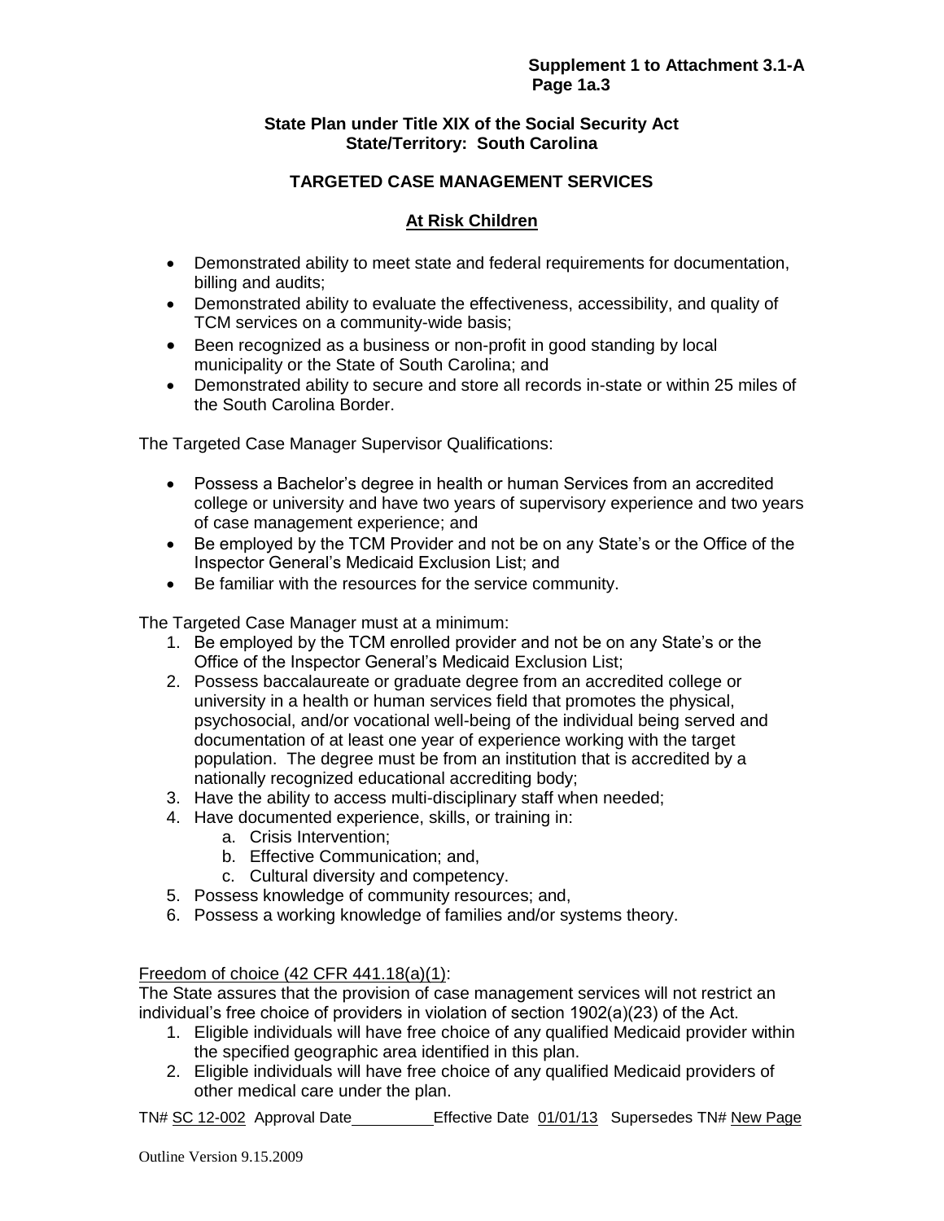### State Plan under Title XIX of the Social Security Act
### State/Territory: South Carolina

## TARGETED CASE MANAGEMENT SERVICES

## At Risk Children

- Demonstrated ability to meet state and federal requirements for documentation, billing and audits;
- Demonstrated ability to evaluate the effectiveness, accessibility, and quality of TCM services on a community-wide basis;
- Been recognized as a business or non-profit in good standing by local municipality or the State of South Carolina; and
- Demonstrated ability to secure and store all records in-state or within 25 miles of the South Carolina Border.

The Targeted Case Manager Supervisor Qualifications:

- Possess a Bachelor's degree in health or human Services from an accredited college or university and have two years of supervisory experience and two years of case management experience; and
- Be employed by the TCM Provider and not be on any State's or the Office of the Inspector General's Medicaid Exclusion List; and
- Be familiar with the resources for the service community.

The Targeted Case Manager must at a minimum:

1. Be employed by the TCM enrolled provider and not be on any State's or the Office of the Inspector General's Medicaid Exclusion List;
2. Possess baccalaureate or graduate degree from an accredited college or university in a health or human services field that promotes the physical, psychosocial, and/or vocational well-being of the individual being served and documentation of at least one year of experience working with the target population. The degree must be from an institution that is accredited by a nationally recognized educational accrediting body;
3. Have the ability to access multi-disciplinary staff when needed;
4. Have documented experience, skills, or training in:
   a. Crisis Intervention;
   b. Effective Communication; and,
   c. Cultural diversity and competency.
5. Possess knowledge of community resources; and,
6. Possess a working knowledge of families and/or systems theory.

Freedom of choice (42 CFR 441.18(a)(1):
The State assures that the provision of case management services will not restrict an individual's free choice of providers in violation of section 1902(a)(23) of the Act.

1. Eligible individuals will have free choice of any qualified Medicaid provider within the specified geographic area identified in this plan.
2. Eligible individuals will have free choice of any qualified Medicaid providers of other medical care under the plan.

TN# SC 12-002 Approval Date __________ Effective Date 01/01/13 Supersedes TN# New Page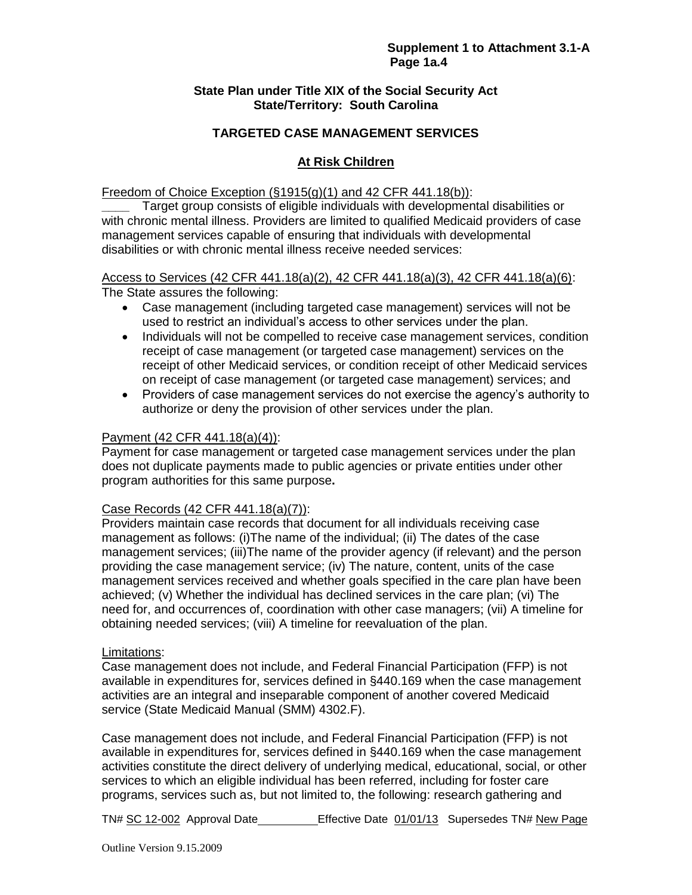**Supplement 1 to Attachment 3.1-A**
**Page 1a.4**

**State Plan under Title XIX of the Social Security Act**
**State/Territory: South Carolina**

## TARGETED CASE MANAGEMENT SERVICES

### At Risk Children

Freedom of Choice Exception (§1915(g)(1) and 42 CFR 441.18(b)):

____ Target group consists of eligible individuals with developmental disabilities or with chronic mental illness. Providers are limited to qualified Medicaid providers of case management services capable of ensuring that individuals with developmental disabilities or with chronic mental illness receive needed services:

Access to Services (42 CFR 441.18(a)(2), 42 CFR 441.18(a)(3), 42 CFR 441.18(a)(6):
The State assures the following:

- Case management (including targeted case management) services will not be used to restrict an individual's access to other services under the plan.
- Individuals will not be compelled to receive case management services, condition receipt of case management (or targeted case management) services on the receipt of other Medicaid services, or condition receipt of other Medicaid services on receipt of case management (or targeted case management) services; and
- Providers of case management services do not exercise the agency's authority to authorize or deny the provision of other services under the plan.

Payment (42 CFR 441.18(a)(4)):
Payment for case management or targeted case management services under the plan does not duplicate payments made to public agencies or private entities under other program authorities for this same purpose**.**

Case Records (42 CFR 441.18(a)(7)):
Providers maintain case records that document for all individuals receiving case management as follows: (i)The name of the individual; (ii) The dates of the case management services; (iii)The name of the provider agency (if relevant) and the person providing the case management service; (iv) The nature, content, units of the case management services received and whether goals specified in the care plan have been achieved; (v) Whether the individual has declined services in the care plan; (vi) The need for, and occurrences of, coordination with other case managers; (vii) A timeline for obtaining needed services; (viii) A timeline for reevaluation of the plan.

Limitations:
Case management does not include, and Federal Financial Participation (FFP) is not available in expenditures for, services defined in §440.169 when the case management activities are an integral and inseparable component of another covered Medicaid service (State Medicaid Manual (SMM) 4302.F).

Case management does not include, and Federal Financial Participation (FFP) is not available in expenditures for, services defined in §440.169 when the case management activities constitute the direct delivery of underlying medical, educational, social, or other services to which an eligible individual has been referred, including for foster care programs, services such as, but not limited to, the following: research gathering and

TN# SC 12-002 Approval Date__________ Effective Date 01/01/13 Supersedes TN# New Page

Outline Version 9.15.2009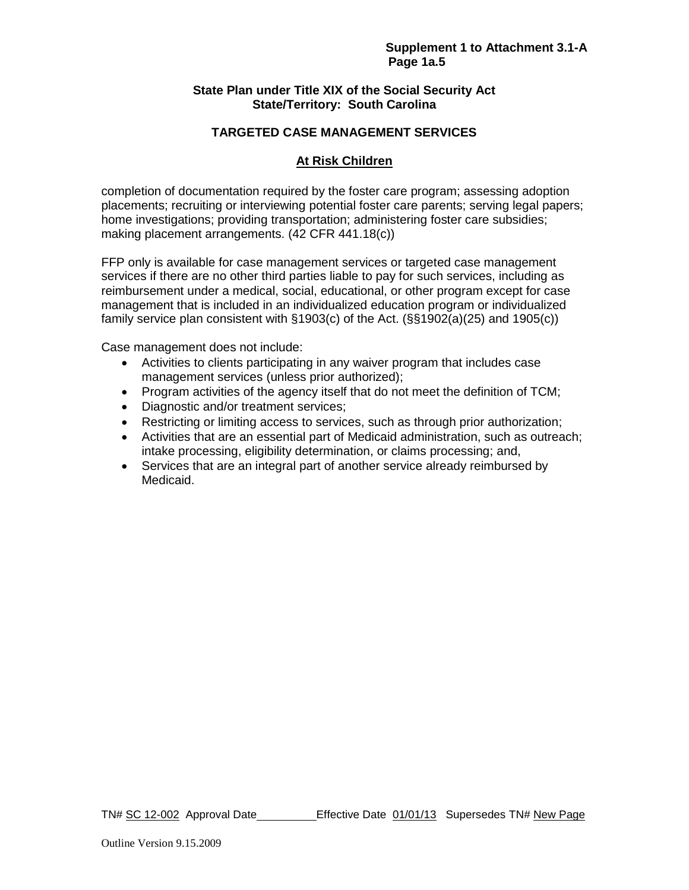**State Plan under Title XIX of the Social Security Act**
**State/Territory: South Carolina**

## TARGETED CASE MANAGEMENT SERVICES

### At Risk Children

completion of documentation required by the foster care program; assessing adoption placements; recruiting or interviewing potential foster care parents; serving legal papers; home investigations; providing transportation; administering foster care subsidies; making placement arrangements. (42 CFR 441.18(c))

FFP only is available for case management services or targeted case management services if there are no other third parties liable to pay for such services, including as reimbursement under a medical, social, educational, or other program except for case management that is included in an individualized education program or individualized family service plan consistent with §1903(c) of the Act. (§§1902(a)(25) and 1905(c))

Case management does not include:

- Activities to clients participating in any waiver program that includes case management services (unless prior authorized);
- Program activities of the agency itself that do not meet the definition of TCM;
- Diagnostic and/or treatment services;
- Restricting or limiting access to services, such as through prior authorization;
- Activities that are an essential part of Medicaid administration, such as outreach; intake processing, eligibility determination, or claims processing; and,
- Services that are an integral part of another service already reimbursed by Medicaid.

TN# SC 12-002 Approval Date ________ Effective Date 01/01/13 Supersedes TN# New Page